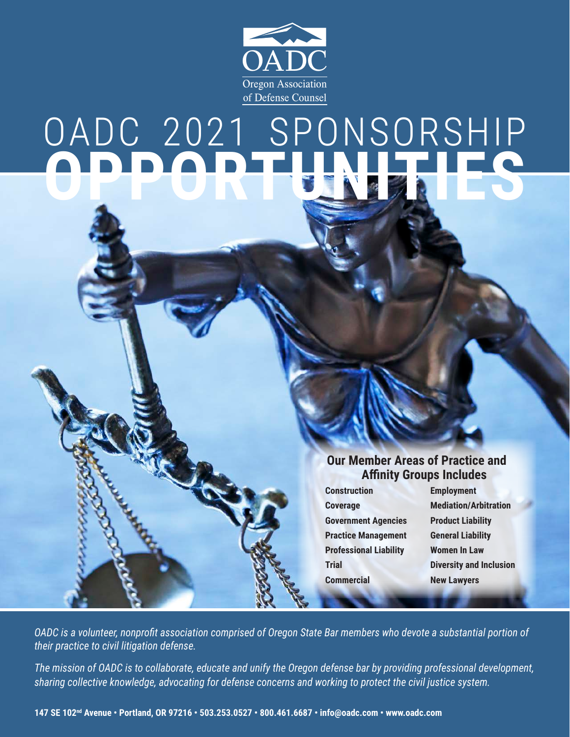OADC

Oregon Association of Defense Counsel

# OADC 2021 SPONSORSHIP OPPORTUNITIES

## Our Member Areas of Practice and Affinity Groups Includes

- **Construction**
- **Coverage**
- **Government Agencies**
- **Practice Management**
- **Professional Liability**
- **Trial**
- **Commercial**
- **Employment**
- **Mediation/Arbitration**
- **Product Liability**
- **General Liability**
- **Women In Law**
- **Diversity and Inclusion**
- **New Lawyers**

*OADC is a volunteer, nonprofit association comprised of Oregon State Bar members who devote a substantial portion of their practice to civil litigation defense.*

*The mission of OADC is to collaborate, educate and unify the Oregon defense bar by providing professional development, sharing collective knowledge, advocating for defense concerns and working to protect the civil justice system.*

**147 SE 102nd Avenue • Portland, OR 97216 • 503.253.0527 • 800.461.6687 • info@oadc.com • www.oadc.com**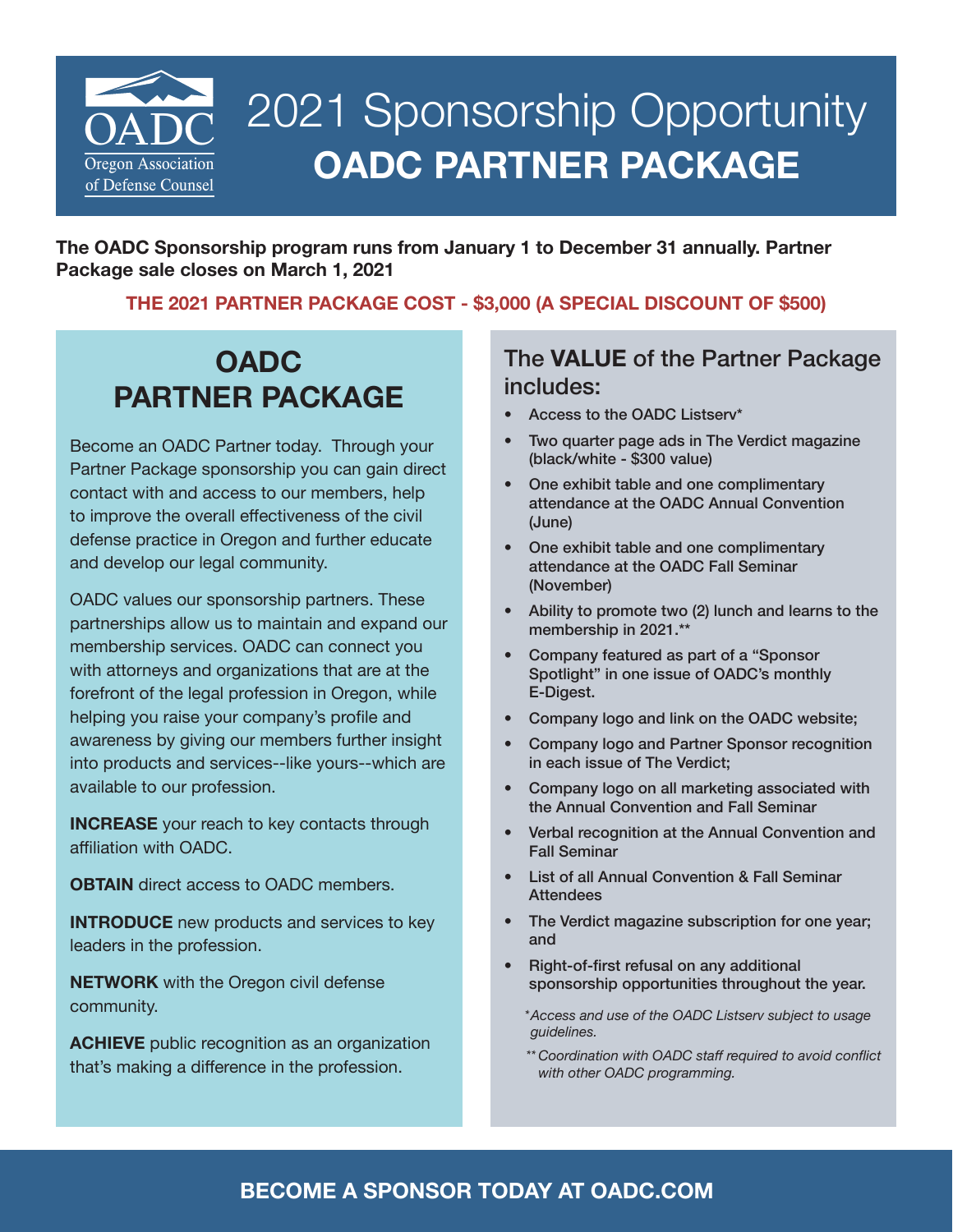OADC

Oregon Association of Defense Counsel

# 2021 Sponsorship Opportunity

# OADC PARTNER PACKAGE

**The OADC Sponsorship program runs from January 1 to December 31 annually. Partner Package sale closes on March 1, 2021**

**THE 2021 PARTNER PACKAGE COST - $3,000 (A SPECIAL DISCOUNT OF $500)**

## OADC PARTNER PACKAGE

Become an OADC Partner today. Through your Partner Package sponsorship you can gain direct contact with and access to our members, help to improve the overall effectiveness of the civil defense practice in Oregon and further educate and develop our legal community.

OADC values our sponsorship partners. These partnerships allow us to maintain and expand our membership services. OADC can connect you with attorneys and organizations that are at the forefront of the legal profession in Oregon, while helping you raise your company's profile and awareness by giving our members further insight into products and services--like yours--which are available to our profession.

**INCREASE** your reach to key contacts through affiliation with OADC.

**OBTAIN** direct access to OADC members.

**INTRODUCE** new products and services to key leaders in the profession.

**NETWORK** with the Oregon civil defense community.

**ACHIEVE** public recognition as an organization that's making a difference in the profession.

## The **VALUE** of the Partner Package includes:

- Access to the OADC Listserv*
- Two quarter page ads in The Verdict magazine (black/white - $300 value)
- One exhibit table and one complimentary attendance at the OADC Annual Convention (June)
- One exhibit table and one complimentary attendance at the OADC Fall Seminar (November)
- Ability to promote two (2) lunch and learns to the membership in 2021.**
- Company featured as part of a "Sponsor Spotlight" in one issue of OADC's monthly E-Digest.
- Company logo and link on the OADC website;
- Company logo and Partner Sponsor recognition in each issue of The Verdict;
- Company logo on all marketing associated with the Annual Convention and Fall Seminar
- Verbal recognition at the Annual Convention and Fall Seminar
- List of all Annual Convention & Fall Seminar Attendees
- The Verdict magazine subscription for one year; and
- Right-of-first refusal on any additional sponsorship opportunities throughout the year.

*\*Access and use of the OADC Listserv subject to usage guidelines.*

*\*\* Coordination with OADC staff required to avoid conflict with other OADC programming.*

**BECOME A SPONSOR TODAY AT OADC.COM**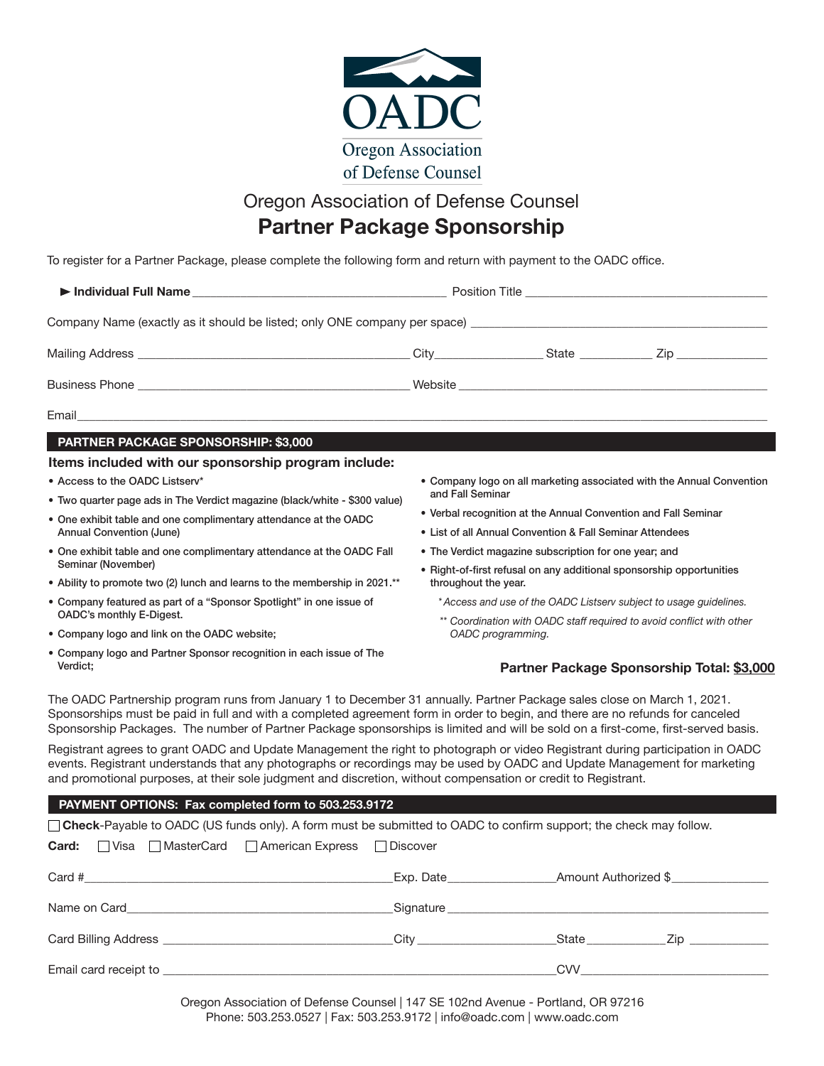OADC

Oregon Association of Defense Counsel

# Oregon Association of Defense Counsel
# Partner Package Sponsorship

To register for a Partner Package, please complete the following form and return with payment to the OADC office.

► **Individual Full Name** ________________________ Position Title ________________________

Company Name (exactly as it should be listed; only ONE company per space) ________________________

Mailing Address ________________________ City____________ State __________ Zip ____________

Business Phone ________________________ Website ________________________

Email________________________

## PARTNER PACKAGE SPONSORSHIP: $3,000

### Items included with our sponsorship program include:

- Access to the OADC Listserv*
- Two quarter page ads in The Verdict magazine (black/white - $300 value)
- One exhibit table and one complimentary attendance at the OADC Annual Convention (June)
- One exhibit table and one complimentary attendance at the OADC Fall Seminar (November)
- Ability to promote two (2) lunch and learns to the membership in 2021.**
- Company featured as part of a "Sponsor Spotlight" in one issue of OADC's monthly E-Digest.
- Company logo and link on the OADC website;
- Company logo and Partner Sponsor recognition in each issue of The Verdict;
- Company logo on all marketing associated with the Annual Convention and Fall Seminar
- Verbal recognition at the Annual Convention and Fall Seminar
- List of all Annual Convention & Fall Seminar Attendees
- The Verdict magazine subscription for one year; and
- Right-of-first refusal on any additional sponsorship opportunities throughout the year.

*\* Access and use of the OADC Listserv subject to usage guidelines.*

*\*\* Coordination with OADC staff required to avoid conflict with other OADC programming.*

**Partner Package Sponsorship Total: $3,000**

The OADC Partnership program runs from January 1 to December 31 annually. Partner Package sales close on March 1, 2021. Sponsorships must be paid in full and with a completed agreement form in order to begin, and there are no refunds for canceled Sponsorship Packages. The number of Partner Package sponsorships is limited and will be sold on a first-come, first-served basis.

Registrant agrees to grant OADC and Update Management the right to photograph or video Registrant during participation in OADC events. Registrant understands that any photographs or recordings may be used by OADC and Update Management for marketing and promotional purposes, at their sole judgment and discretion, without compensation or credit to Registrant.

## PAYMENT OPTIONS: Fax completed form to 503.253.9172

☐ **Check**-Payable to OADC (US funds only). A form must be submitted to OADC to confirm support; the check may follow.

**Card:** ☐ Visa ☐ MasterCard ☐ American Express ☐ Discover

Card #________________________ Exp. Date____________ Amount Authorized $____________

Name on Card________________________ Signature________________________

Card Billing Address ________________________ City____________ State__________ Zip __________

Email card receipt to ________________________ CVV________________________

Oregon Association of Defense Counsel | 147 SE 102nd Avenue - Portland, OR 97216
Phone: 503.253.0527 | Fax: 503.253.9172 | info@oadc.com | www.oadc.com